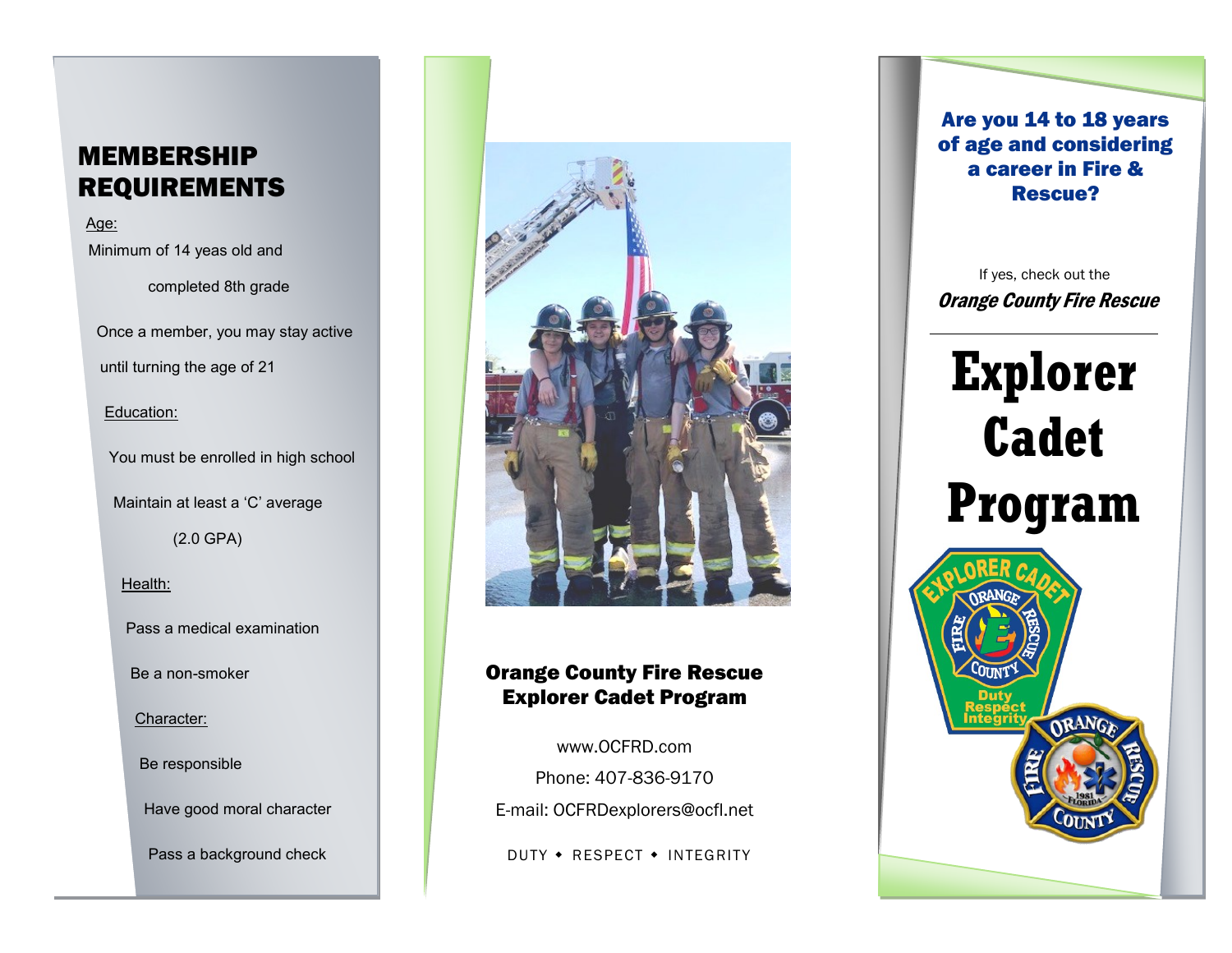## MEMBERSHIP REQUIREMENTS

Age:

Minimum of 14 yeas old and completed 8th grade

Once a member, you may stay active until turning the age of 21

Education:

You must be enrolled in high school

Maintain at least a 'C' average (2.0 GPA)

Health:

Pass a medical examination

Be a non-smoker

Character:

Be responsible

Have good moral character

Pass a background check

**Orange County Fire Rescue Explorer Cadet Program**

www.OCFRD.com

Phone: 407-836-9170

E-mail: OCFRDexplorers@ocfl.net

DUTY ◆ RESPECT ◆ INTEGRITY

**Are you 14 to 18 years of age and considering a career in Fire & Rescue?**

If yes, check out the

***Orange County Fire Rescue***

# Explorer Cadet Program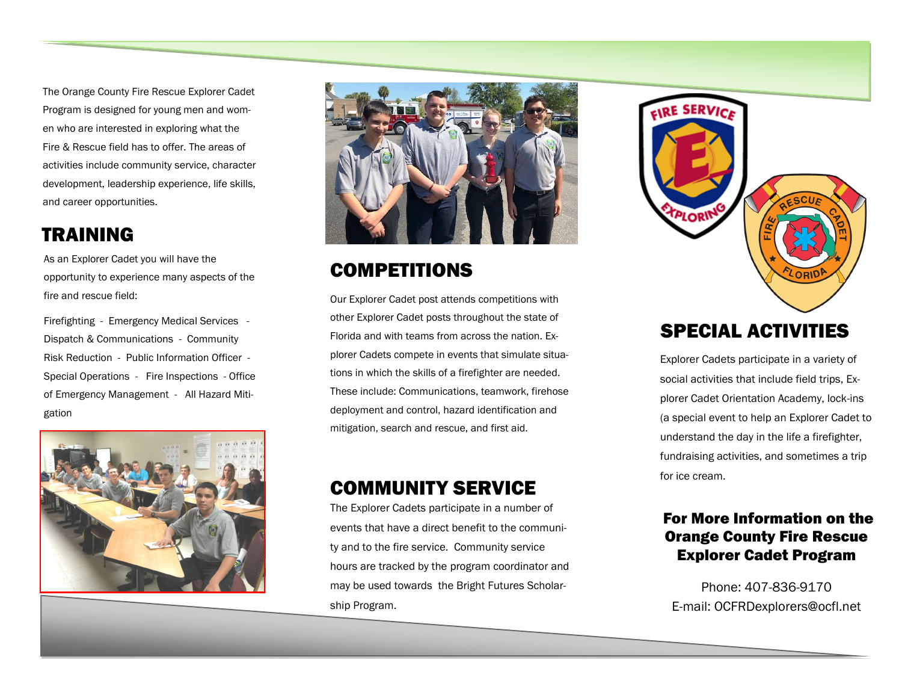The Orange County Fire Rescue Explorer Cadet Program is designed for young men and women who are interested in exploring what the Fire & Rescue field has to offer. The areas of activities include community service, character development, leadership experience, life skills, and career opportunities.

## TRAINING

As an Explorer Cadet you will have the opportunity to experience many aspects of the fire and rescue field:

Firefighting - Emergency Medical Services - Dispatch & Communications - Community Risk Reduction - Public Information Officer - Special Operations - Fire Inspections - Office of Emergency Management - All Hazard Mitigation

## COMPETITIONS

Our Explorer Cadet post attends competitions with other Explorer Cadet posts throughout the state of Florida and with teams from across the nation. Explorer Cadets compete in events that simulate situations in which the skills of a firefighter are needed. These include: Communications, teamwork, firehose deployment and control, hazard identification and mitigation, search and rescue, and first aid.

## COMMUNITY SERVICE

The Explorer Cadets participate in a number of events that have a direct benefit to the community and to the fire service. Community service hours are tracked by the program coordinator and may be used towards the Bright Futures Scholarship Program.

## SPECIAL ACTIVITIES

Explorer Cadets participate in a variety of social activities that include field trips, Explorer Cadet Orientation Academy, lock-ins (a special event to help an Explorer Cadet to understand the day in the life a firefighter, fundraising activities, and sometimes a trip for ice cream.

### For More Information on the Orange County Fire Rescue Explorer Cadet Program

Phone: 407-836-9170
E-mail: OCFRDexplorers@ocfl.net